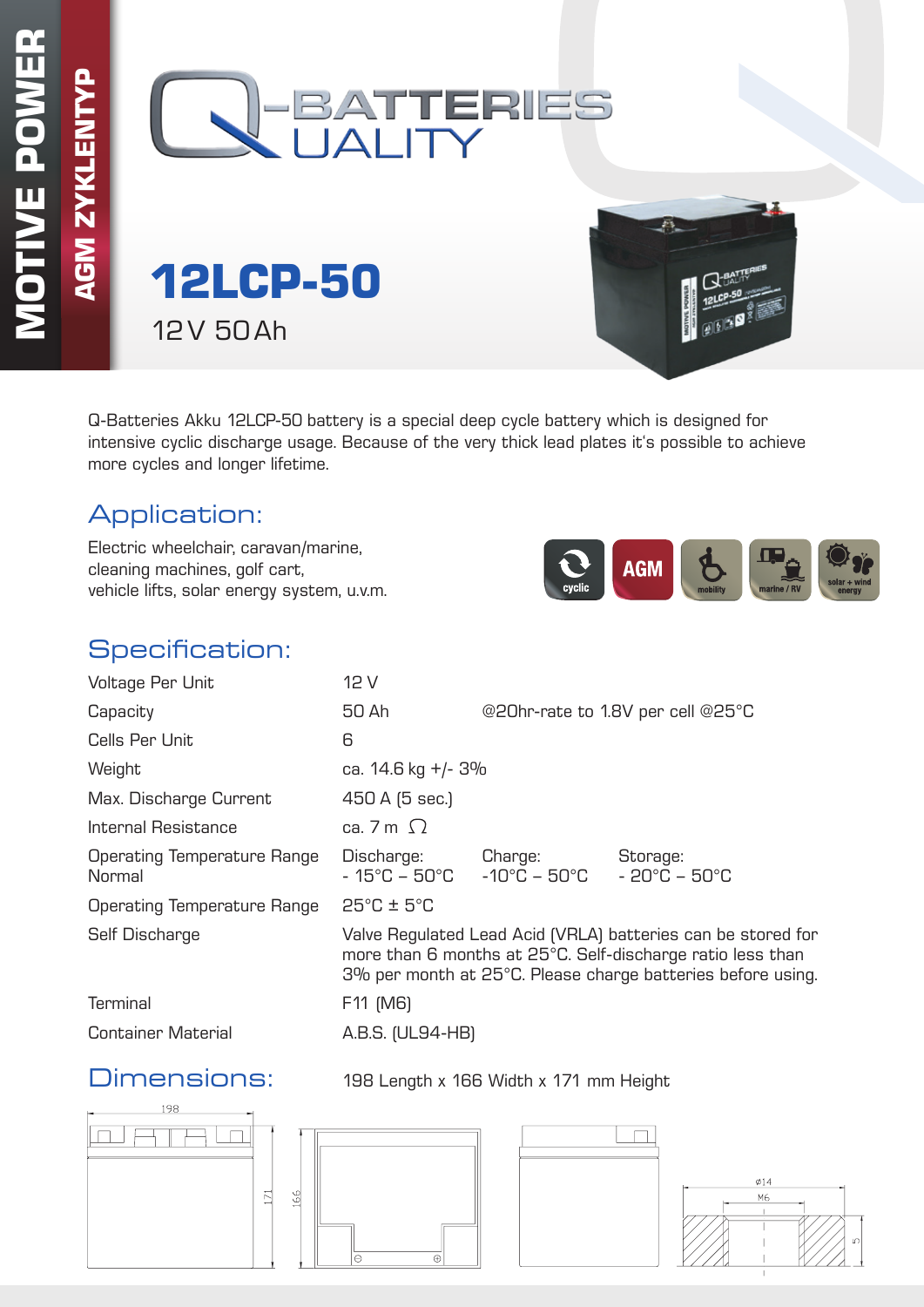MOTIVE POWER

AGM ZYKLENTYP

# 12LCP-50

12 V 50 Ah

Q-Batteries Akku 12LCP-50 battery is a special deep cycle battery which is designed for intensive cyclic discharge usage. Because of the very thick lead plates it's possible to achieve more cycles and longer lifetime.

## Application:

Electric wheelchair, caravan/marine, cleaning machines, golf cart, vehicle lifts, solar energy system, u.v.m.

cyclic | AGM | mobility | marine / RV | solar + wind energy

## Specification:

| | | | |
|---|---|---|---|
| Voltage Per Unit | 12 V | | |
| Capacity | 50 Ah | @20hr-rate to 1.8V per cell @25°C | |
| Cells Per Unit | 6 | | |
| Weight | ca. 14.6 kg +/- 3% | | |
| Max. Discharge Current | 450 A (5 sec.) | | |
| Internal Resistance | ca. 7 m Ω | | |
| Operating Temperature Range Normal | Discharge: - 15°C – 50°C | Charge: -10°C – 50°C | Storage: - 20°C – 50°C |
| Operating Temperature Range | 25°C ± 5°C | | |
| Self Discharge | Valve Regulated Lead Acid (VRLA) batteries can be stored for more than 6 months at 25°C. Self-discharge ratio less than 3% per month at 25°C. Please charge batteries before using. | | |
| Terminal | F11 (M6) | | |
| Container Material | A.B.S. (UL94-HB) | | |

## Dimensions:

198 Length x 166 Width x 171 mm Height

198 | 171 | 166 | Ø14 | M6 | 5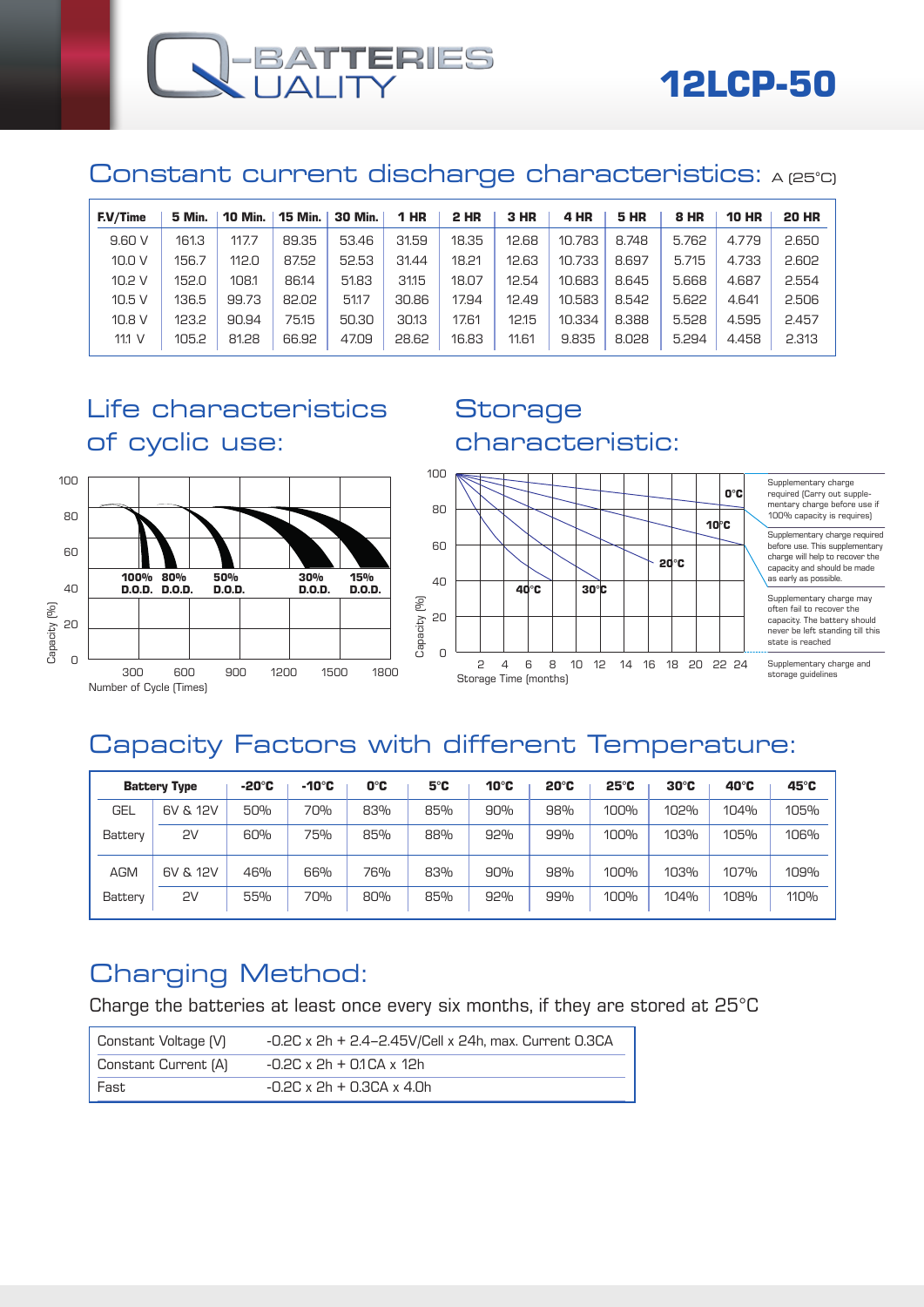# 12LCP-50

## Constant current discharge characteristics: A (25°C)

| F.V/Time | 5 Min. | 10 Min. | 15 Min. | 30 Min. | 1 HR | 2 HR | 3 HR | 4 HR | 5 HR | 8 HR | 10 HR | 20 HR |
|---|---|---|---|---|---|---|---|---|---|---|---|---|
| 9.60 V | 161.3 | 117.7 | 89.35 | 53.46 | 31.59 | 18.35 | 12.68 | 10.783 | 8.748 | 5.762 | 4.779 | 2.650 |
| 10.0 V | 156.7 | 112.0 | 87.52 | 52.53 | 31.44 | 18.21 | 12.63 | 10.733 | 8.697 | 5.715 | 4.733 | 2.602 |
| 10.2 V | 152.0 | 108.1 | 86.14 | 51.83 | 31.15 | 18.07 | 12.54 | 10.683 | 8.645 | 5.668 | 4.687 | 2.554 |
| 10.5 V | 136.5 | 99.73 | 82.02 | 51.17 | 30.86 | 17.94 | 12.49 | 10.583 | 8.542 | 5.622 | 4.641 | 2.506 |
| 10.8 V | 123.2 | 90.94 | 75.15 | 50.30 | 30.13 | 17.61 | 12.15 | 10.334 | 8.388 | 5.528 | 4.595 | 2.457 |
| 11.1 V | 105.2 | 81.28 | 66.92 | 47.09 | 28.62 | 16.83 | 11.61 | 9.835 | 8.028 | 5.294 | 4.458 | 2.313 |

## Life characteristics of cyclic use:

Capacity (%)
100
80
60
40
20
0
100% D.O.D.
80% D.O.D.
50% D.O.D.
30% D.O.D.
15% D.O.D.
300 600 900 1200 1500 1800
Number of Cycle (Times)

## Storage characteristic:

Capacity (%)
100
80
60
40
20
0
0°C
10°C
20°C
30°C
40°C
2 4 6 8 10 12 14 16 18 20 22 24
Storage Time (months)

Supplementary charge required (Carry out supplementary charge before use if 100% capacity is required)

Supplementary charge required before use. This supplementary charge will help to recover the capacity and should be made as early as possible.

Supplementary charge may often fail to recover the capacity. The battery should never be left standing till this state is reached

Supplementary charge and storage guidelines

## Capacity Factors with different Temperature:

| Battery Type | | -20°C | -10°C | 0°C | 5°C | 10°C | 20°C | 25°C | 30°C | 40°C | 45°C |
|---|---|---|---|---|---|---|---|---|---|---|---|
| GEL Battery | 6V & 12V | 50% | 70% | 83% | 85% | 90% | 98% | 100% | 102% | 104% | 105% |
| | 2V | 60% | 75% | 85% | 88% | 92% | 99% | 100% | 103% | 105% | 106% |
| AGM Battery | 6V & 12V | 46% | 66% | 76% | 83% | 90% | 98% | 100% | 103% | 107% | 109% |
| | 2V | 55% | 70% | 80% | 85% | 92% | 99% | 100% | 104% | 108% | 110% |

## Charging Method:

Charge the batteries at least once every six months, if they are stored at 25°C

| | |
|---|---|
| Constant Voltage (V) | -0.2C x 2h + 2.4–2.45V/Cell x 24h, max. Current 0.3CA |
| Constant Current (A) | -0.2C x 2h + 0.1CA x 12h |
| Fast | -0.2C x 2h + 0.3CA x 4.0h |